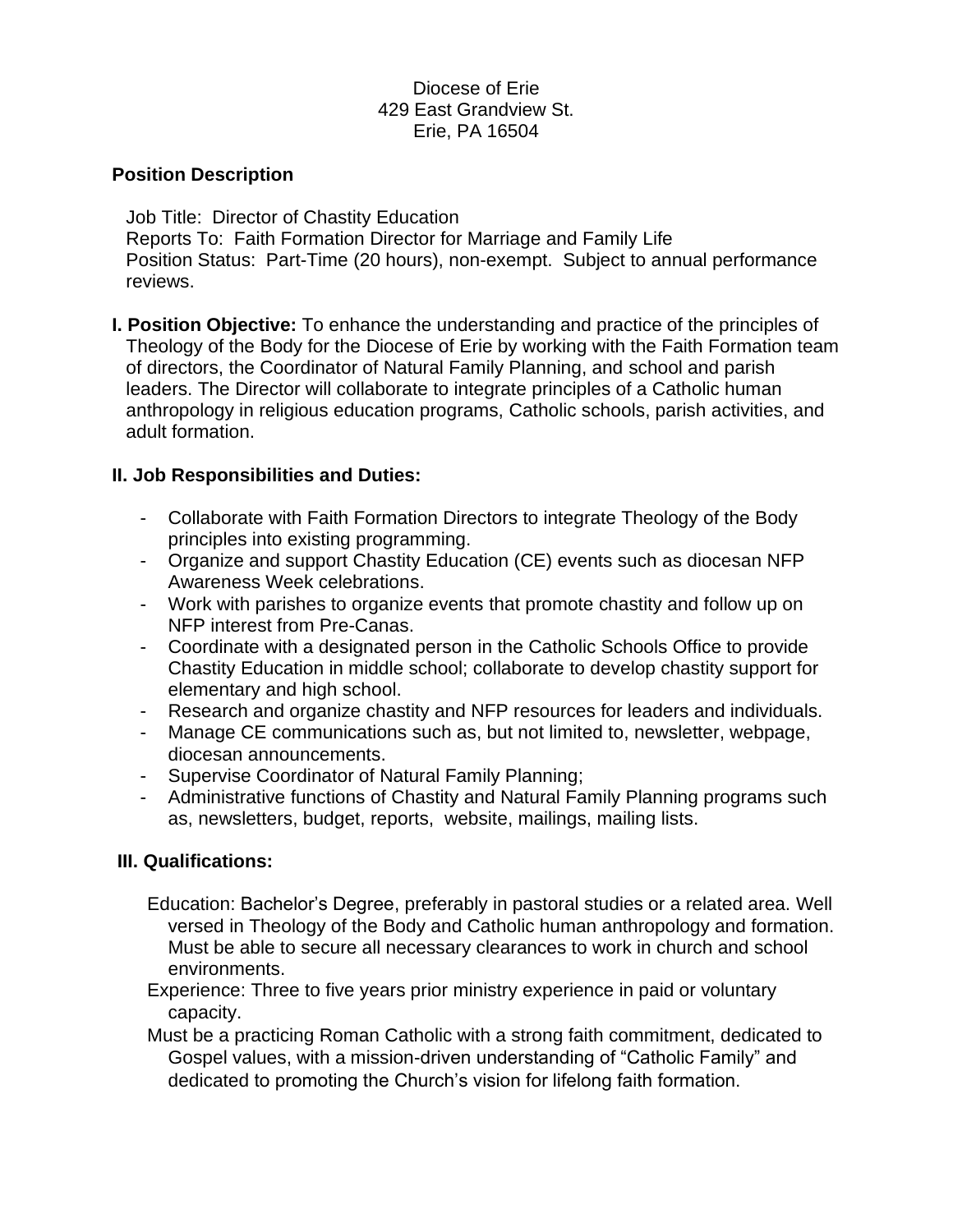Diocese of Erie
429 East Grandview St.
Erie, PA 16504

**Position Description**

Job Title: Director of Chastity Education
Reports To: Faith Formation Director for Marriage and Family Life
Position Status: Part-Time (20 hours), non-exempt. Subject to annual performance reviews.

**I. Position Objective:** To enhance the understanding and practice of the principles of Theology of the Body for the Diocese of Erie by working with the Faith Formation team of directors, the Coordinator of Natural Family Planning, and school and parish leaders. The Director will collaborate to integrate principles of a Catholic human anthropology in religious education programs, Catholic schools, parish activities, and adult formation.

**II. Job Responsibilities and Duties:**

- Collaborate with Faith Formation Directors to integrate Theology of the Body principles into existing programming.
- Organize and support Chastity Education (CE) events such as diocesan NFP Awareness Week celebrations.
- Work with parishes to organize events that promote chastity and follow up on NFP interest from Pre-Canas.
- Coordinate with a designated person in the Catholic Schools Office to provide Chastity Education in middle school; collaborate to develop chastity support for elementary and high school.
- Research and organize chastity and NFP resources for leaders and individuals.
- Manage CE communications such as, but not limited to, newsletter, webpage, diocesan announcements.
- Supervise Coordinator of Natural Family Planning;
- Administrative functions of Chastity and Natural Family Planning programs such as, newsletters, budget, reports, website, mailings, mailing lists.

**III. Qualifications:**

Education: Bachelor's Degree, preferably in pastoral studies or a related area. Well versed in Theology of the Body and Catholic human anthropology and formation. Must be able to secure all necessary clearances to work in church and school environments.

Experience: Three to five years prior ministry experience in paid or voluntary capacity.

Must be a practicing Roman Catholic with a strong faith commitment, dedicated to Gospel values, with a mission-driven understanding of "Catholic Family" and dedicated to promoting the Church's vision for lifelong faith formation.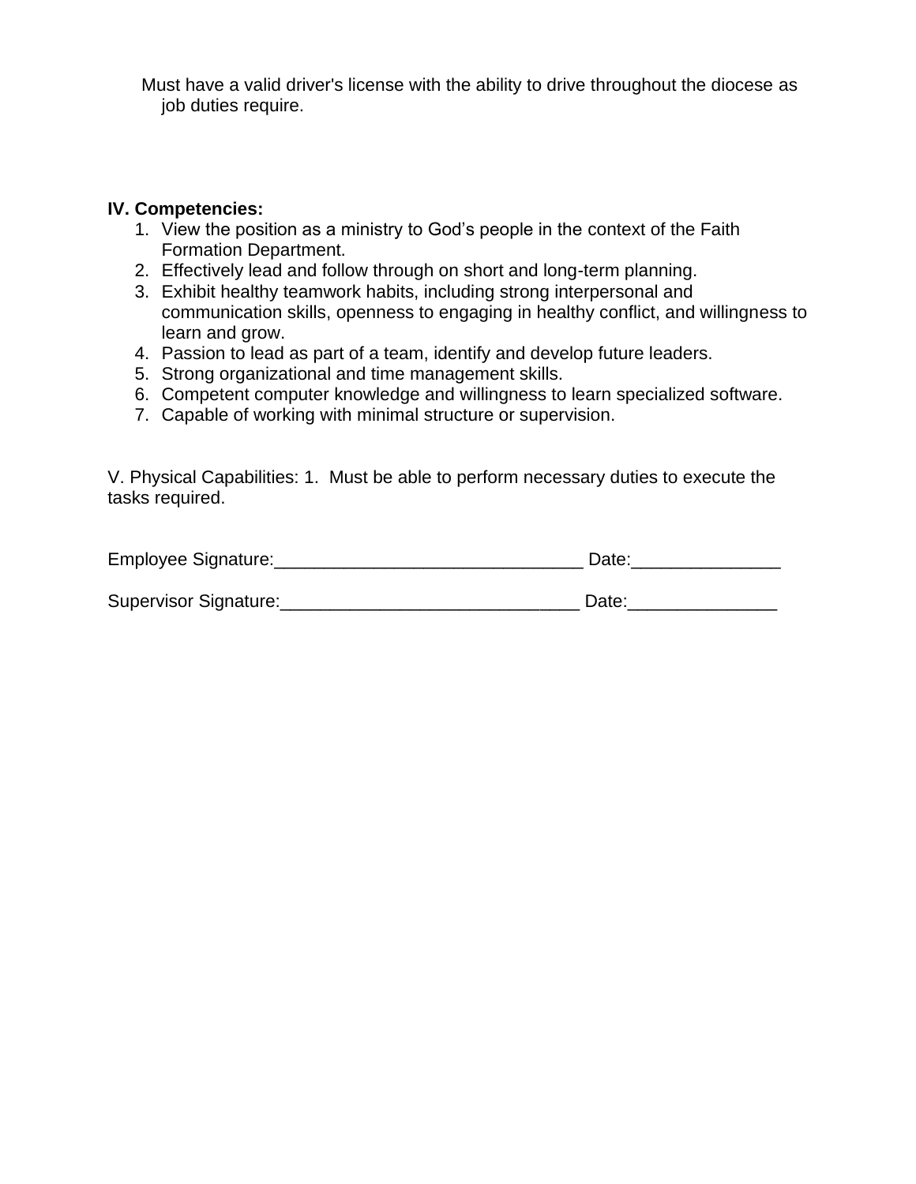Must have a valid driver's license with the ability to drive throughout the diocese as job duties require.

**IV. Competencies:**

1. View the position as a ministry to God's people in the context of the Faith Formation Department.
2. Effectively lead and follow through on short and long-term planning.
3. Exhibit healthy teamwork habits, including strong interpersonal and communication skills, openness to engaging in healthy conflict, and willingness to learn and grow.
4. Passion to lead as part of a team, identify and develop future leaders.
5. Strong organizational and time management skills.
6. Competent computer knowledge and willingness to learn specialized software.
7. Capable of working with minimal structure or supervision.

V. Physical Capabilities: 1. Must be able to perform necessary duties to execute the tasks required.

Employee Signature:_______________________________ Date:_______________

Supervisor Signature:______________________________ Date:_______________